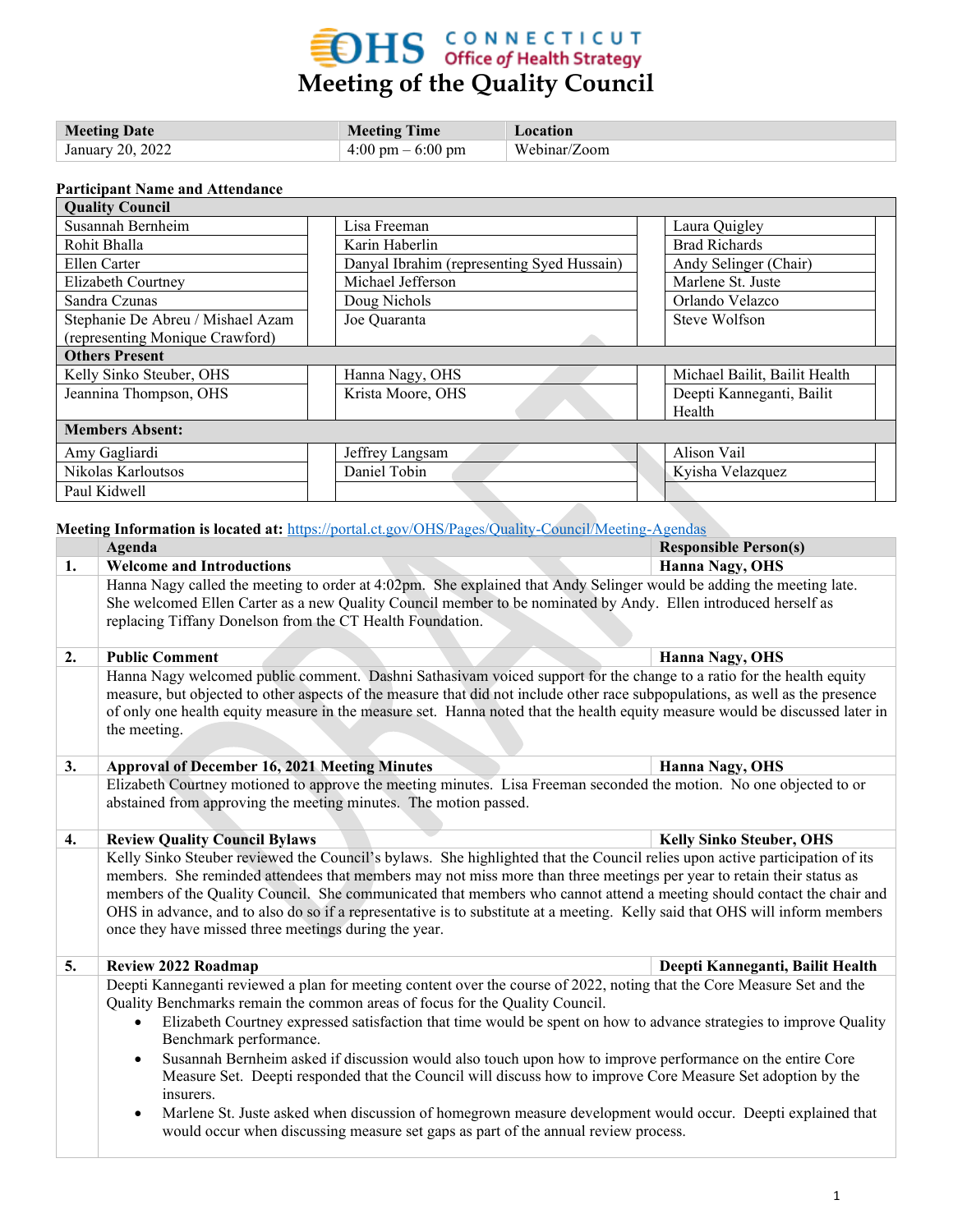# Meeting of the Quality Council

CONNECTICUT Office of Health Strategy

| Meeting Date | Meeting Time | Location |
|---|---|---|
| January 20, 2022 | 4:00 pm – 6:00 pm | Webinar/Zoom |

**Participant Name and Attendance**

| Quality Council | | | | | |
|---|---|---|---|---|---|
| Susannah Bernheim | | Lisa Freeman | | Laura Quigley | |
| Rohit Bhalla | | Karin Haberlin | | Brad Richards | |
| Ellen Carter | | Danyal Ibrahim (representing Syed Hussain) | | Andy Selinger (Chair) | |
| Elizabeth Courtney | | Michael Jefferson | | Marlene St. Juste | |
| Sandra Czunas | | Doug Nichols | | Orlando Velazco | |
| Stephanie De Abreu / Mishael Azam (representing Monique Crawford) | | Joe Quaranta | | Steve Wolfson | |
| **Others Present** | | | | | |
| Kelly Sinko Steuber, OHS | | Hanna Nagy, OHS | | Michael Bailit, Bailit Health | |
| Jeannina Thompson, OHS | | Krista Moore, OHS | | Deepti Kanneganti, Bailit Health | |
| **Members Absent:** | | | | | |
| Amy Gagliardi | | Jeffrey Langsam | | Alison Vail | |
| Nikolas Karloutsos | | Daniel Tobin | | Kyisha Velazquez | |
| Paul Kidwell | | | | | |

**Meeting Information is located at:** https://portal.ct.gov/OHS/Pages/Quality-Council/Meeting-Agendas

| | Agenda | Responsible Person(s) |
|---|---|---|
| **1.** | **Welcome and Introductions** | **Hanna Nagy, OHS** |
| | Hanna Nagy called the meeting to order at 4:02pm. She explained that Andy Selinger would be adding the meeting late. She welcomed Ellen Carter as a new Quality Council member to be nominated by Andy. Ellen introduced herself as replacing Tiffany Donelson from the CT Health Foundation. | |
| **2.** | **Public Comment** | **Hanna Nagy, OHS** |
| | Hanna Nagy welcomed public comment. Dashni Sathasivam voiced support for the change to a ratio for the health equity measure, but objected to other aspects of the measure that did not include other race subpopulations, as well as the presence of only one health equity measure in the measure set. Hanna noted that the health equity measure would be discussed later in the meeting. | |
| **3.** | **Approval of December 16, 2021 Meeting Minutes** | **Hanna Nagy, OHS** |
| | Elizabeth Courtney motioned to approve the meeting minutes. Lisa Freeman seconded the motion. No one objected to or abstained from approving the meeting minutes. The motion passed. | |
| **4.** | **Review Quality Council Bylaws** | **Kelly Sinko Steuber, OHS** |
| | Kelly Sinko Steuber reviewed the Council's bylaws. She highlighted that the Council relies upon active participation of its members. She reminded attendees that members may not miss more than three meetings per year to retain their status as members of the Quality Council. She communicated that members who cannot attend a meeting should contact the chair and OHS in advance, and to also do so if a representative is to substitute at a meeting. Kelly said that OHS will inform members once they have missed three meetings during the year. | |
| **5.** | **Review 2022 Roadmap** | **Deepti Kanneganti, Bailit Health** |
| | Deepti Kanneganti reviewed a plan for meeting content over the course of 2022, noting that the Core Measure Set and the Quality Benchmarks remain the common areas of focus for the Quality Council.<br>• Elizabeth Courtney expressed satisfaction that time would be spent on how to advance strategies to improve Quality Benchmark performance.<br>• Susannah Bernheim asked if discussion would also touch upon how to improve performance on the entire Core Measure Set. Deepti responded that the Council will discuss how to improve Core Measure Set adoption by the insurers.<br>• Marlene St. Juste asked when discussion of homegrown measure development would occur. Deepti explained that would occur when discussing measure set gaps as part of the annual review process. | |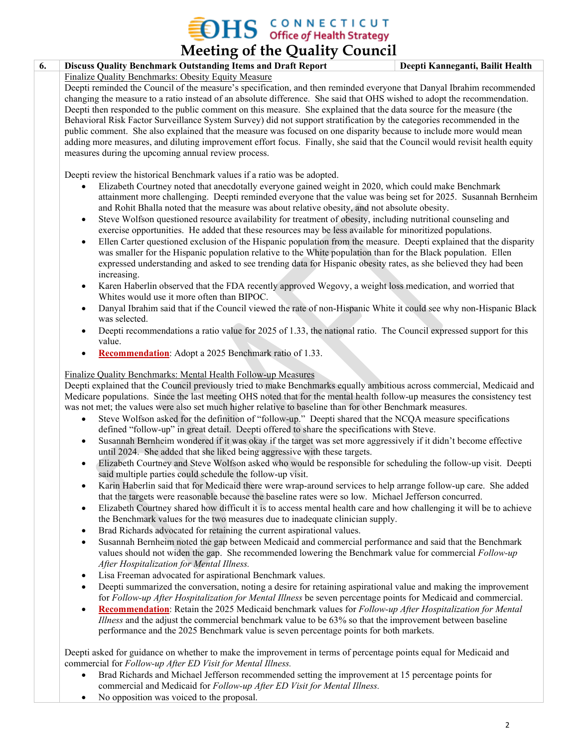# Meeting of the Quality Council

| 6. | **Discuss Quality Benchmark Outstanding Items and Draft Report** | **Deepti Kanneganti, Bailit Health** |
|---|---|---|

Finalize Quality Benchmarks: Obesity Equity Measure

Deepti reminded the Council of the measure's specification, and then reminded everyone that Danyal Ibrahim recommended changing the measure to a ratio instead of an absolute difference. She said that OHS wished to adopt the recommendation. Deepti then responded to the public comment on this measure. She explained that the data source for the measure (the Behavioral Risk Factor Surveillance System Survey) did not support stratification by the categories recommended in the public comment. She also explained that the measure was focused on one disparity because to include more would mean adding more measures, and diluting improvement effort focus. Finally, she said that the Council would revisit health equity measures during the upcoming annual review process.

Deepti review the historical Benchmark values if a ratio was be adopted.

- Elizabeth Courtney noted that anecdotally everyone gained weight in 2020, which could make Benchmark attainment more challenging. Deepti reminded everyone that the value was being set for 2025. Susannah Bernheim and Rohit Bhalla noted that the measure was about relative obesity, and not absolute obesity.
- Steve Wolfson questioned resource availability for treatment of obesity, including nutritional counseling and exercise opportunities. He added that these resources may be less available for minoritized populations.
- Ellen Carter questioned exclusion of the Hispanic population from the measure. Deepti explained that the disparity was smaller for the Hispanic population relative to the White population than for the Black population. Ellen expressed understanding and asked to see trending data for Hispanic obesity rates, as she believed they had been increasing.
- Karen Haberlin observed that the FDA recently approved Wegovy, a weight loss medication, and worried that Whites would use it more often than BIPOC.
- Danyal Ibrahim said that if the Council viewed the rate of non-Hispanic White it could see why non-Hispanic Black was selected.
- Deepti recommendations a ratio value for 2025 of 1.33, the national ratio. The Council expressed support for this value.
- **Recommendation**: Adopt a 2025 Benchmark ratio of 1.33.

Finalize Quality Benchmarks: Mental Health Follow-up Measures

Deepti explained that the Council previously tried to make Benchmarks equally ambitious across commercial, Medicaid and Medicare populations. Since the last meeting OHS noted that for the mental health follow-up measures the consistency test was not met; the values were also set much higher relative to baseline than for other Benchmark measures.

- Steve Wolfson asked for the definition of "follow-up." Deepti shared that the NCQA measure specifications defined "follow-up" in great detail. Deepti offered to share the specifications with Steve.
- Susannah Bernheim wondered if it was okay if the target was set more aggressively if it didn't become effective until 2024. She added that she liked being aggressive with these targets.
- Elizabeth Courtney and Steve Wolfson asked who would be responsible for scheduling the follow-up visit. Deepti said multiple parties could schedule the follow-up visit.
- Karin Haberlin said that for Medicaid there were wrap-around services to help arrange follow-up care. She added that the targets were reasonable because the baseline rates were so low. Michael Jefferson concurred.
- Elizabeth Courtney shared how difficult it is to access mental health care and how challenging it will be to achieve the Benchmark values for the two measures due to inadequate clinician supply.
- Brad Richards advocated for retaining the current aspirational values.
- Susannah Bernheim noted the gap between Medicaid and commercial performance and said that the Benchmark values should not widen the gap. She recommended lowering the Benchmark value for commercial *Follow-up After Hospitalization for Mental Illness.*
- Lisa Freeman advocated for aspirational Benchmark values.
- Deepti summarized the conversation, noting a desire for retaining aspirational value and making the improvement for *Follow-up After Hospitalization for Mental Illness* be seven percentage points for Medicaid and commercial.
- **Recommendation**: Retain the 2025 Medicaid benchmark values for *Follow-up After Hospitalization for Mental Illness* and the adjust the commercial benchmark value to be 63% so that the improvement between baseline performance and the 2025 Benchmark value is seven percentage points for both markets.

Deepti asked for guidance on whether to make the improvement in terms of percentage points equal for Medicaid and commercial for *Follow-up After ED Visit for Mental Illness.*

- Brad Richards and Michael Jefferson recommended setting the improvement at 15 percentage points for commercial and Medicaid for *Follow-up After ED Visit for Mental Illness.*
- No opposition was voiced to the proposal.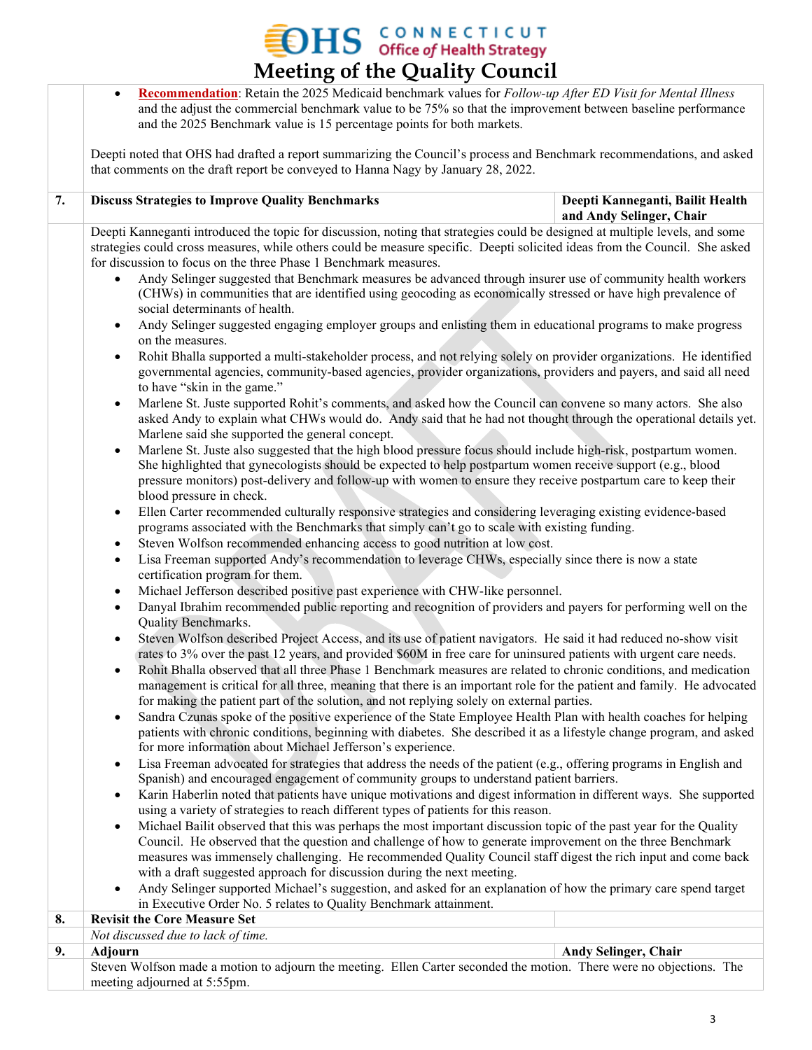# Meeting of the Quality Council

| | | |
|---|---|---|
| | • **Recommendation**: Retain the 2025 Medicaid benchmark values for *Follow-up After ED Visit for Mental Illness* and the adjust the commercial benchmark value to be 75% so that the improvement between baseline performance and the 2025 Benchmark value is 15 percentage points for both markets.<br><br>Deepti noted that OHS had drafted a report summarizing the Council's process and Benchmark recommendations, and asked that comments on the draft report be conveyed to Hanna Nagy by January 28, 2022. | |
| **7.** | **Discuss Strategies to Improve Quality Benchmarks** | **Deepti Kanneganti, Bailit Health and Andy Selinger, Chair** |
| | Deepti Kanneganti introduced the topic for discussion, noting that strategies could be designed at multiple levels, and some strategies could cross measures, while others could be measure specific. Deepti solicited ideas from the Council. She asked for discussion to focus on the three Phase 1 Benchmark measures.<br>• Andy Selinger suggested that Benchmark measures be advanced through insurer use of community health workers (CHWs) in communities that are identified using geocoding as economically stressed or have high prevalence of social determinants of health.<br>• Andy Selinger suggested engaging employer groups and enlisting them in educational programs to make progress on the measures.<br>• Rohit Bhalla supported a multi-stakeholder process, and not relying solely on provider organizations. He identified governmental agencies, community-based agencies, provider organizations, providers and payers, and said all need to have "skin in the game."<br>• Marlene St. Juste supported Rohit's comments, and asked how the Council can convene so many actors. She also asked Andy to explain what CHWs would do. Andy said that he had not thought through the operational details yet. Marlene said she supported the general concept.<br>• Marlene St. Juste also suggested that the high blood pressure focus should include high-risk, postpartum women. She highlighted that gynecologists should be expected to help postpartum women receive support (e.g., blood pressure monitors) post-delivery and follow-up with women to ensure they receive postpartum care to keep their blood pressure in check.<br>• Ellen Carter recommended culturally responsive strategies and considering leveraging existing evidence-based programs associated with the Benchmarks that simply can't go to scale with existing funding.<br>• Steven Wolfson recommended enhancing access to good nutrition at low cost.<br>• Lisa Freeman supported Andy's recommendation to leverage CHWs, especially since there is now a state certification program for them.<br>• Michael Jefferson described positive past experience with CHW-like personnel.<br>• Danyal Ibrahim recommended public reporting and recognition of providers and payers for performing well on the Quality Benchmarks.<br>• Steven Wolfson described Project Access, and its use of patient navigators. He said it had reduced no-show visit rates to 3% over the past 12 years, and provided $60M in free care for uninsured patients with urgent care needs.<br>• Rohit Bhalla observed that all three Phase 1 Benchmark measures are related to chronic conditions, and medication management is critical for all three, meaning that there is an important role for the patient and family. He advocated for making the patient part of the solution, and not replying solely on external parties.<br>• Sandra Czunas spoke of the positive experience of the State Employee Health Plan with health coaches for helping patients with chronic conditions, beginning with diabetes. She described it as a lifestyle change program, and asked for more information about Michael Jefferson's experience.<br>• Lisa Freeman advocated for strategies that address the needs of the patient (e.g., offering programs in English and Spanish) and encouraged engagement of community groups to understand patient barriers.<br>• Karin Haberlin noted that patients have unique motivations and digest information in different ways. She supported using a variety of strategies to reach different types of patients for this reason.<br>• Michael Bailit observed that this was perhaps the most important discussion topic of the past year for the Quality Council. He observed that the question and challenge of how to generate improvement on the three Benchmark measures was immensely challenging. He recommended Quality Council staff digest the rich input and come back with a draft suggested approach for discussion during the next meeting.<br>• Andy Selinger supported Michael's suggestion, and asked for an explanation of how the primary care spend target in Executive Order No. 5 relates to Quality Benchmark attainment. | |
| **8.** | **Revisit the Core Measure Set** | |
| | *Not discussed due to lack of time.* | |
| **9.** | **Adjourn** | **Andy Selinger, Chair** |
| | Steven Wolfson made a motion to adjourn the meeting. Ellen Carter seconded the motion. There were no objections. The meeting adjourned at 5:55pm. | |